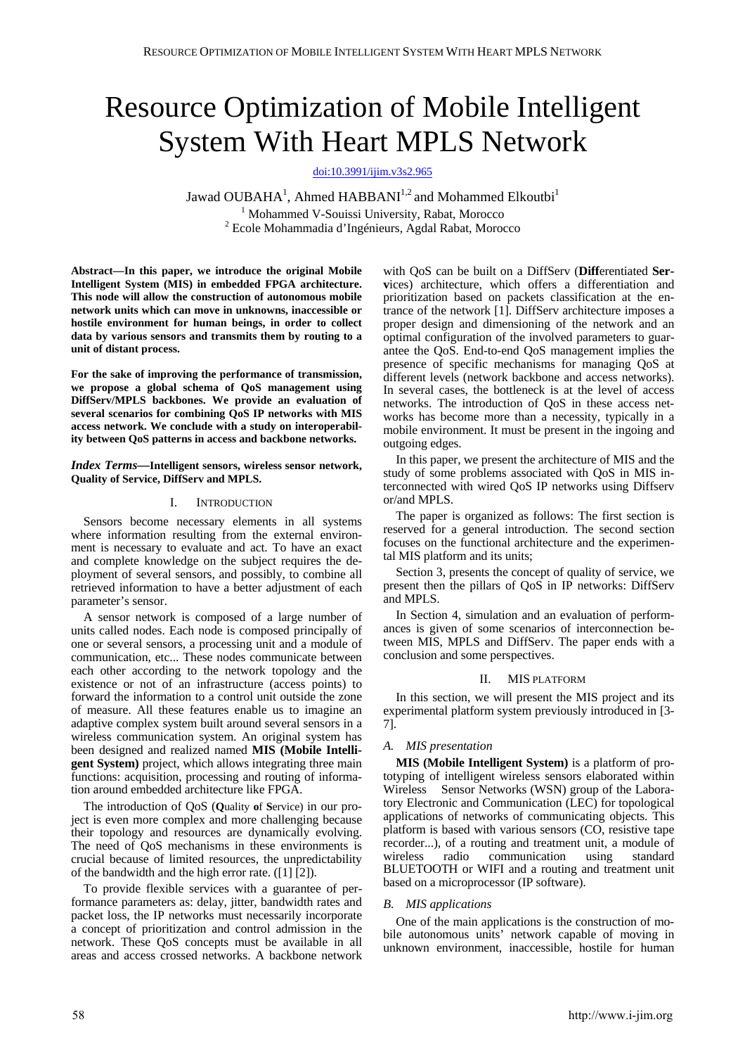# Resource Optimization of Mobile Intelligent System With Heart MPLS Network

doi:10.3991/ijim.v3s2.965

Jawad OUBAHA[1], Ahmed HABBANI[1,2] and Mohammed Elkoutbi[1]

[1] Mohammed V-Souissi University, Rabat, Morocco
[2] Ecole Mohammadia d'Ingénieurs, Agdal Rabat, Morocco

**Abstract—In this paper, we introduce the original Mobile Intelligent System (MIS) in embedded FPGA architecture. This node will allow the construction of autonomous mobile network units which can move in unknowns, inaccessible or hostile environment for human beings, in order to collect data by various sensors and transmits them by routing to a unit of distant process.**

**For the sake of improving the performance of transmission, we propose a global schema of QoS management using DiffServ/MPLS backbones. We provide an evaluation of several scenarios for combining QoS IP networks with MIS access network. We conclude with a study on interoperability between QoS patterns in access and backbone networks.**

***Index Terms*—Intelligent sensors, wireless sensor network, Quality of Service, DiffServ and MPLS.**

## I. Introduction

Sensors become necessary elements in all systems where information resulting from the external environment is necessary to evaluate and act. To have an exact and complete knowledge on the subject requires the deployment of several sensors, and possibly, to combine all retrieved information to have a better adjustment of each parameter's sensor.

A sensor network is composed of a large number of units called nodes. Each node is composed principally of one or several sensors, a processing unit and a module of communication, etc... These nodes communicate between each other according to the network topology and the existence or not of an infrastructure (access points) to forward the information to a control unit outside the zone of measure. All these features enable us to imagine an adaptive complex system built around several sensors in a wireless communication system. An original system has been designed and realized named **MIS (Mobile Intelligent System)** project, which allows integrating three main functions: acquisition, processing and routing of information around embedded architecture like FPGA.

The introduction of QoS (**Q**uality **o**f **S**ervice) in our project is even more complex and more challenging because their topology and resources are dynamically evolving. The need of QoS mechanisms in these environments is crucial because of limited resources, the unpredictability of the bandwidth and the high error rate. ([1] [2]).

To provide flexible services with a guarantee of performance parameters as: delay, jitter, bandwidth rates and packet loss, the IP networks must necessarily incorporate a concept of prioritization and control admission in the network. These QoS concepts must be available in all areas and access crossed networks. A backbone network with QoS can be built on a DiffServ (**Diff**erentiated **Ser**vices) architecture, which offers a differentiation and prioritizing based on packets classification at the entrance of the network [1]. DiffServ architecture imposes a proper design and dimensioning of the network and an optimal configuration of the involved parameters to guarantee the QoS. End-to-end QoS management implies the presence of specific mechanisms for managing QoS at different levels (network backbone and access networks). In several cases, the bottleneck is at the level of access networks. The introduction of QoS in these access networks has become more than a necessity, typically in a mobile environment. It must be present in the ingoing and outgoing edges.

In this paper, we present the architecture of MIS and the study of some problems associated with QoS in MIS interconnected with wired QoS IP networks using Diffserv or/and MPLS.

The paper is organized as follows: The first section is reserved for a general introduction. The second section focuses on the functional architecture and the experimental MIS platform and its units;

Section 3, presents the concept of quality of service, we present then the pillars of QoS in IP networks: DiffServ and MPLS.

In Section 4, simulation and an evaluation of performances is given of some scenarios of interconnection between MIS, MPLS and DiffServ. The paper ends with a conclusion and some perspectives.

## II. MIS Platform

In this section, we will present the MIS project and its experimental platform system previously introduced in [3-7].

### A. MIS presentation

**MIS (Mobile Intelligent System)** is a platform of prototyping of intelligent wireless sensors elaborated within Wireless Sensor Networks (WSN) group of the Laboratory Electronic and Communication (LEC) for topological applications of networks of communicating objects. This platform is based with various sensors (CO, resistive tape recorder...), of a routing and treatment unit, a module of wireless radio communication using standard BLUETOOTH or WIFI and a routing and treatment unit based on a microprocessor (IP software).

### B. MIS applications

One of the main applications is the construction of mobile autonomous units' network capable of moving in unknown environment, inaccessible, hostile for human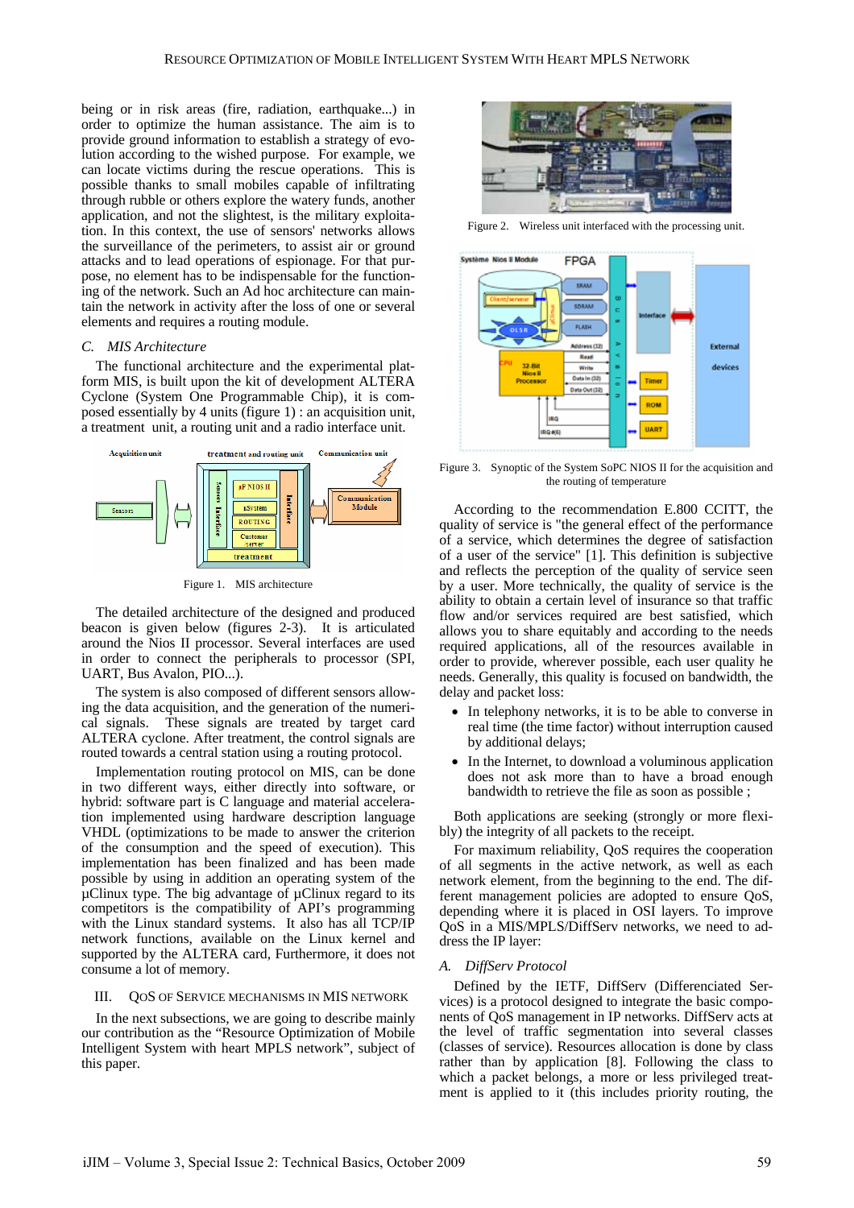being or in risk areas (fire, radiation, earthquake...) in order to optimize the human assistance. The aim is to provide ground information to establish a strategy of evolution according to the wished purpose. For example, we can locate victims during the rescue operations. This is possible thanks to small mobiles capable of infiltrating through rubble or others explore the watery funds, another application, and not the slightest, is the military exploitation. In this context, the use of sensors' networks allows the surveillance of the perimeters, to assist air or ground attacks and to lead operations of espionage. For that purpose, no element has to be indispensable for the functioning of the network. Such an Ad hoc architecture can maintain the network in activity after the loss of one or several elements and requires a routing module.

### C. MIS Architecture

The functional architecture and the experimental platform MIS, is built upon the kit of development ALTERA Cyclone (System One Programmable Chip), it is composed essentially by 4 units (figure 1) : an acquisition unit, a treatment unit, a routing unit and a radio interface unit.

Figure 1. MIS architecture

The detailed architecture of the designed and produced beacon is given below (figures 2-3). It is articulated around the Nios II processor. Several interfaces are used in order to connect the peripherals to processor (SPI, UART, Bus Avalon, PIO...).

The system is also composed of different sensors allowing the data acquisition, and the generation of the numerical signals. These signals are treated by target card ALTERA cyclone. After treatment, the control signals are routed towards a central station using a routing protocol.

Implementation routing protocol on MIS, can be done in two different ways, either directly into software, or hybrid: software part is C language and material acceleration implemented using hardware description language VHDL (optimizations to be made to answer the criterion of the consumption and the speed of execution). This implementation has been finalized and has been made possible by using in addition an operating system of the µClinux type. The big advantage of µClinux regard to its competitors is the compatibility of API's programming with the Linux standard systems. It also has all TCP/IP network functions, available on the Linux kernel and supported by the ALTERA card, Furthermore, it does not consume a lot of memory.

## III. QoS of Service Mechanisms in MIS Network

In the next subsections, we are going to describe mainly our contribution as the "Resource Optimization of Mobile Intelligent System with heart MPLS network", subject of this paper.

Figure 2. Wireless unit interfaced with the processing unit.

Figure 3. Synoptic of the System SoPC NIOS II for the acquisition and the routing of temperature

According to the recommendation E.800 CCITT, the quality of service is "the general effect of the performance of a service, which determines the degree of satisfaction of a user of the service" [1]. This definition is subjective and reflects the perception of the quality of service seen by a user. More technically, the quality of service is the ability to obtain a certain level of insurance so that traffic flow and/or services required are best satisfied, which allows you to share equitably and according to the needs required applications, all of the resources available in order to provide, wherever possible, each user quality he needs. Generally, this quality is focused on bandwidth, the delay and packet loss:

- In telephony networks, it is to be able to converse in real time (the time factor) without interruption caused by additional delays;
- In the Internet, to download a voluminous application does not ask more than to have a broad enough bandwidth to retrieve the file as soon as possible ;

Both applications are seeking (strongly or more flexibly) the integrity of all packets to the receipt.

For maximum reliability, QoS requires the cooperation of all segments in the active network, as well as each network element, from the beginning to the end. The different management policies are adopted to ensure QoS, depending where it is placed in OSI layers. To improve QoS in a MIS/MPLS/DiffServ networks, we need to address the IP layer:

### A. DiffServ Protocol

Defined by the IETF, DiffServ (Differenciated Services) is a protocol designed to integrate the basic components of QoS management in IP networks. DiffServ acts at the level of traffic segmentation into several classes (classes of service). Resources allocation is done by class rather than by application [8]. Following the class to which a packet belongs, a more or less privileged treatment is applied to it (this includes priority routing, the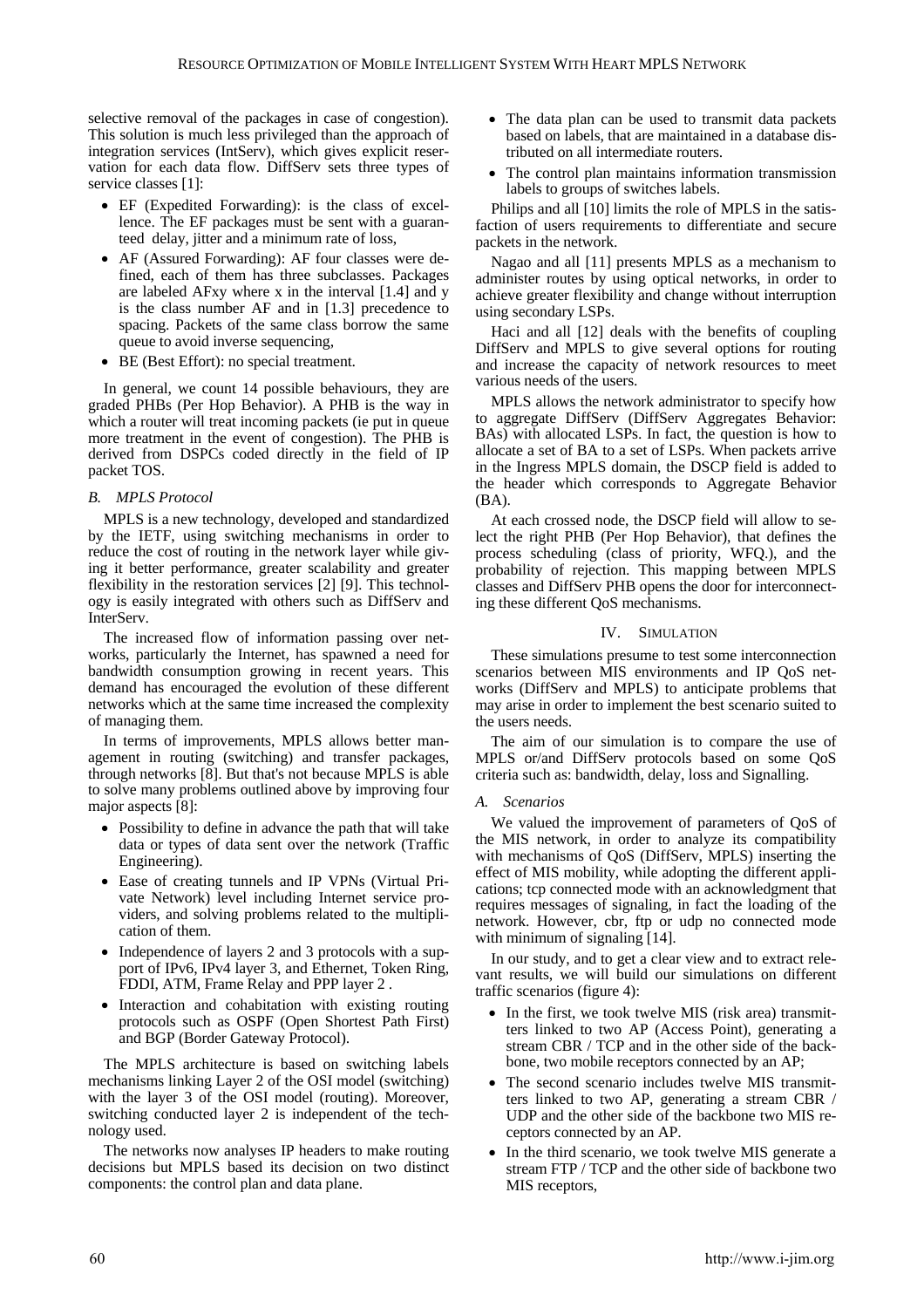selective removal of the packages in case of congestion). This solution is much less privileged than the approach of integration services (IntServ), which gives explicit reservation for each data flow. DiffServ sets three types of service classes [1]:

- EF (Expedited Forwarding): is the class of excellence. The EF packages must be sent with a guaranteed delay, jitter and a minimum rate of loss,
- AF (Assured Forwarding): AF four classes were defined, each of them has three subclasses. Packages are labeled AFxy where x in the interval [1.4] and y is the class number AF and in [1.3] precedence to spacing. Packets of the same class borrow the same queue to avoid inverse sequencing,
- BE (Best Effort): no special treatment.

In general, we count 14 possible behaviours, they are graded PHBs (Per Hop Behavior). A PHB is the way in which a router will treat incoming packets (ie put in queue more treatment in the event of congestion). The PHB is derived from DSPCs coded directly in the field of IP packet TOS.

### B. MPLS Protocol

MPLS is a new technology, developed and standardized by the IETF, using switching mechanisms in order to reduce the cost of routing in the network layer while giving it better performance, greater scalability and greater flexibility in the restoration services [2] [9]. This technology is easily integrated with others such as DiffServ and InterServ.

The increased flow of information passing over networks, particularly the Internet, has spawned a need for bandwidth consumption growing in recent years. This demand has encouraged the evolution of these different networks which at the same time increased the complexity of managing them.

In terms of improvements, MPLS allows better management in routing (switching) and transfer packages, through networks [8]. But that's not because MPLS is able to solve many problems outlined above by improving four major aspects [8]:

- Possibility to define in advance the path that will take data or types of data sent over the network (Traffic Engineering).
- Ease of creating tunnels and IP VPNs (Virtual Private Network) level including Internet service providers, and solving problems related to the multiplication of them.
- Independence of layers 2 and 3 protocols with a support of IPv6, IPv4 layer 3, and Ethernet, Token Ring, FDDI, ATM, Frame Relay and PPP layer 2 .
- Interaction and cohabitation with existing routing protocols such as OSPF (Open Shortest Path First) and BGP (Border Gateway Protocol).

The MPLS architecture is based on switching labels mechanisms linking Layer 2 of the OSI model (switching) with the layer 3 of the OSI model (routing). Moreover, switching conducted layer 2 is independent of the technology used.

The networks now analyses IP headers to make routing decisions but MPLS based its decision on two distinct components: the control plan and data plane.

- The data plan can be used to transmit data packets based on labels, that are maintained in a database distributed on all intermediate routers.
- The control plan maintains information transmission labels to groups of switches labels.

Philips and all [10] limits the role of MPLS in the satisfaction of users requirements to differentiate and secure packets in the network.

Nagao and all [11] presents MPLS as a mechanism to administer routes by using optical networks, in order to achieve greater flexibility and change without interruption using secondary LSPs.

Haci and all [12] deals with the benefits of coupling DiffServ and MPLS to give several options for routing and increase the capacity of network resources to meet various needs of the users.

MPLS allows the network administrator to specify how to aggregate DiffServ (DiffServ Aggregates Behavior: BAs) with allocated LSPs. In fact, the question is how to allocate a set of BA to a set of LSPs. When packets arrive in the Ingress MPLS domain, the DSCP field is added to the header which corresponds to Aggregate Behavior (BA).

At each crossed node, the DSCP field will allow to select the right PHB (Per Hop Behavior), that defines the process scheduling (class of priority, WFQ.), and the probability of rejection. This mapping between MPLS classes and DiffServ PHB opens the door for interconnecting these different QoS mechanisms.

## IV. Simulation

These simulations presume to test some interconnection scenarios between MIS environments and IP QoS networks (DiffServ and MPLS) to anticipate problems that may arise in order to implement the best scenario suited to the users needs.

The aim of our simulation is to compare the use of MPLS or/and DiffServ protocols based on some QoS criteria such as: bandwidth, delay, loss and Signalling.

### A. Scenarios

We valued the improvement of parameters of QoS of the MIS network, in order to analyze its compatibility with mechanisms of QoS (DiffServ, MPLS) inserting the effect of MIS mobility, while adopting the different applications; tcp connected mode with an acknowledgment that requires messages of signaling, in fact the loading of the network. However, cbr, ftp or udp no connected mode with minimum of signaling [14].

In our study, and to get a clear view and to extract relevant results, we will build our simulations on different traffic scenarios (figure 4):

- In the first, we took twelve MIS (risk area) transmitters linked to two AP (Access Point), generating a stream CBR / TCP and in the other side of the backbone, two mobile receptors connected by an AP;
- The second scenario includes twelve MIS transmitters linked to two AP, generating a stream CBR / UDP and the other side of the backbone two MIS receptors connected by an AP.
- In the third scenario, we took twelve MIS generate a stream FTP / TCP and the other side of backbone two MIS receptors,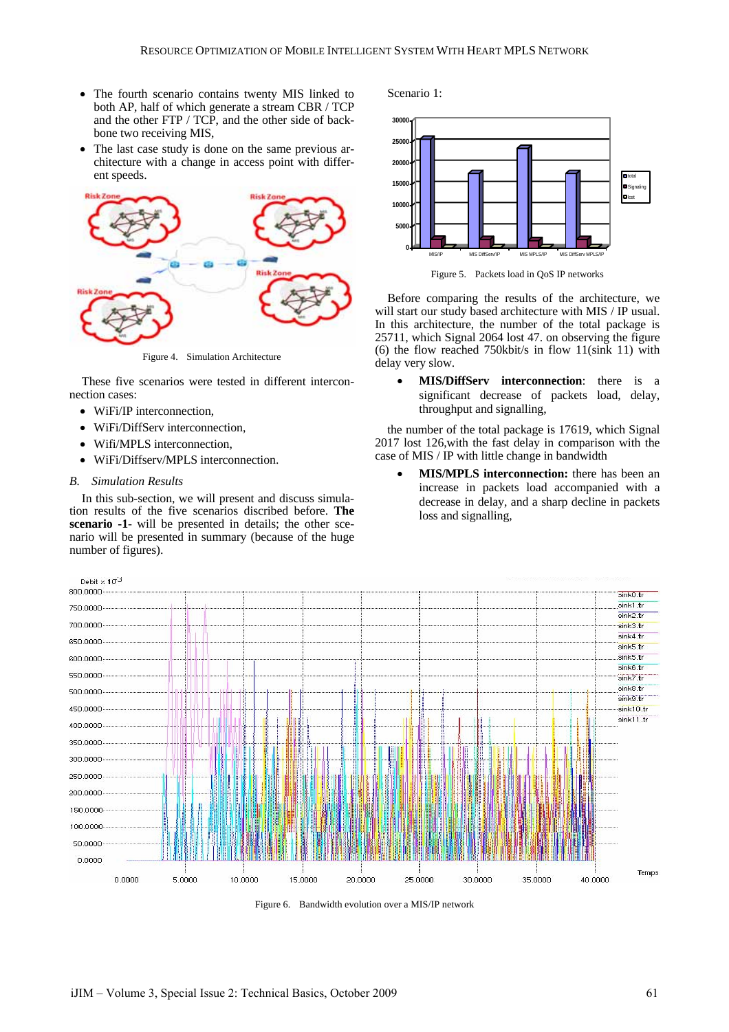- The fourth scenario contains twenty MIS linked to both AP, half of which generate a stream CBR / TCP and the other FTP / TCP, and the other side of backbone two receiving MIS,
- The last case study is done on the same previous architecture with a change in access point with different speeds.

Figure 4. Simulation Architecture

These five scenarios were tested in different interconnection cases:

- WiFi/IP interconnection,
- WiFi/DiffServ interconnection,
- Wifi/MPLS interconnection,
- WiFi/Diffserv/MPLS interconnection.

### B. Simulation Results

In this sub-section, we will present and discuss simulation results of the five scenarios discribed before. **The scenario -1-** will be presented in details; the other scenario will be presented in summary (because of the huge number of figures).

Scenario 1:

Figure 5. Packets load in QoS IP networks

Before comparing the results of the architecture, we will start our study based architecture with MIS / IP usual. In this architecture, the number of the total package is 25711, which Signal 2064 lost 47. on observing the figure (6) the flow reached 750kbit/s in flow 11(sink 11) with delay very slow.

- **MIS/DiffServ interconnection**: there is a significant decrease of packets load, delay, throughput and signalling,

the number of the total package is 17619, which Signal 2017 lost 126,with the fast delay in comparison with the case of MIS / IP with little change in bandwidth

- **MIS/MPLS interconnection:** there has been an increase in packets load accompanied with a decrease in delay, and a sharp decline in packets loss and signalling,

Figure 6. Bandwidth evolution over a MIS/IP network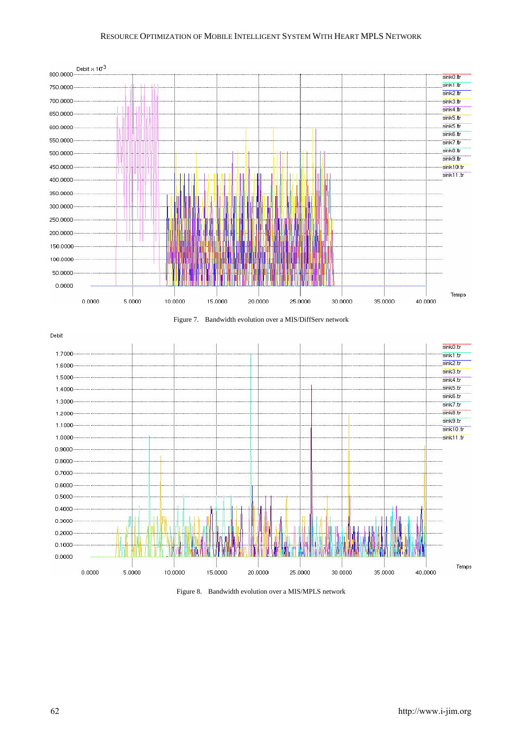Figure 7. Bandwidth evolution over a MIS/DiffServ network

Figure 8. Bandwidth evolution over a MIS/MPLS network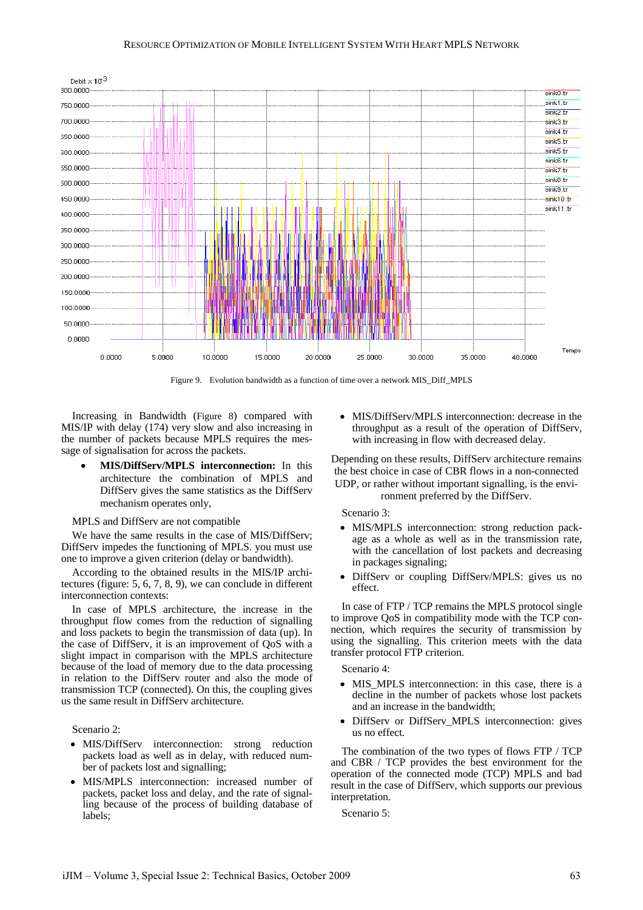Figure 9. Evolution bandwidth as a function of time over a network MIS_Diff_MPLS

Increasing in Bandwidth (Figure 8) compared with MIS/IP with delay (174) very slow and also increasing in the number of packets because MPLS requires the message of signalisation for across the packets.

- **MIS/DiffServ/MPLS interconnection:** In this architecture the combination of MPLS and DiffServ gives the same statistics as the DiffServ mechanism operates only,

MPLS and DiffServ are not compatible

We have the same results in the case of MIS/DiffServ; DiffServ impedes the functioning of MPLS. you must use one to improve a given criterion (delay or bandwidth).

According to the obtained results in the MIS/IP architectures (figure: 5, 6, 7, 8, 9), we can conclude in different interconnection contexts:

In case of MPLS architecture, the increase in the throughput flow comes from the reduction of signalling and loss packets to begin the transmission of data (up). In the case of DiffServ, it is an improvement of QoS with a slight impact in comparison with the MPLS architecture because of the load of memory due to the data processing in relation to the DiffServ router and also the mode of transmission TCP (connected). On this, the coupling gives us the same result in DiffServ architecture.

Scenario 2:

- MIS/DiffServ interconnection: strong reduction packets load as well as in delay, with reduced number of packets lost and signalling;
- MIS/MPLS interconnection: increased number of packets, packet loss and delay, and the rate of signalling because of the process of building database of labels;
- MIS/DiffServ/MPLS interconnection: decrease in the throughput as a result of the operation of DiffServ, with increasing in flow with decreased delay.

Depending on these results, DiffServ architecture remains the best choice in case of CBR flows in a non-connected UDP, or rather without important signalling, is the environment preferred by the DiffServ.

Scenario 3:

- MIS/MPLS interconnection: strong reduction package as a whole as well as in the transmission rate, with the cancellation of lost packets and decreasing in packages signaling;
- DiffServ or coupling DiffServ/MPLS: gives us no effect.

In case of FTP / TCP remains the MPLS protocol single to improve QoS in compatibility mode with the TCP connection, which requires the security of transmission by using the signalling. This criterion meets with the data transfer protocol FTP criterion.

Scenario 4:

- MIS_MPLS interconnection: in this case, there is a decline in the number of packets whose lost packets and an increase in the bandwidth;
- DiffServ or DiffServ_MPLS interconnection: gives us no effect.

The combination of the two types of flows FTP / TCP and CBR / TCP provides the best environment for the operation of the connected mode (TCP) MPLS and bad result in the case of DiffServ, which supports our previous interpretation.

Scenario 5: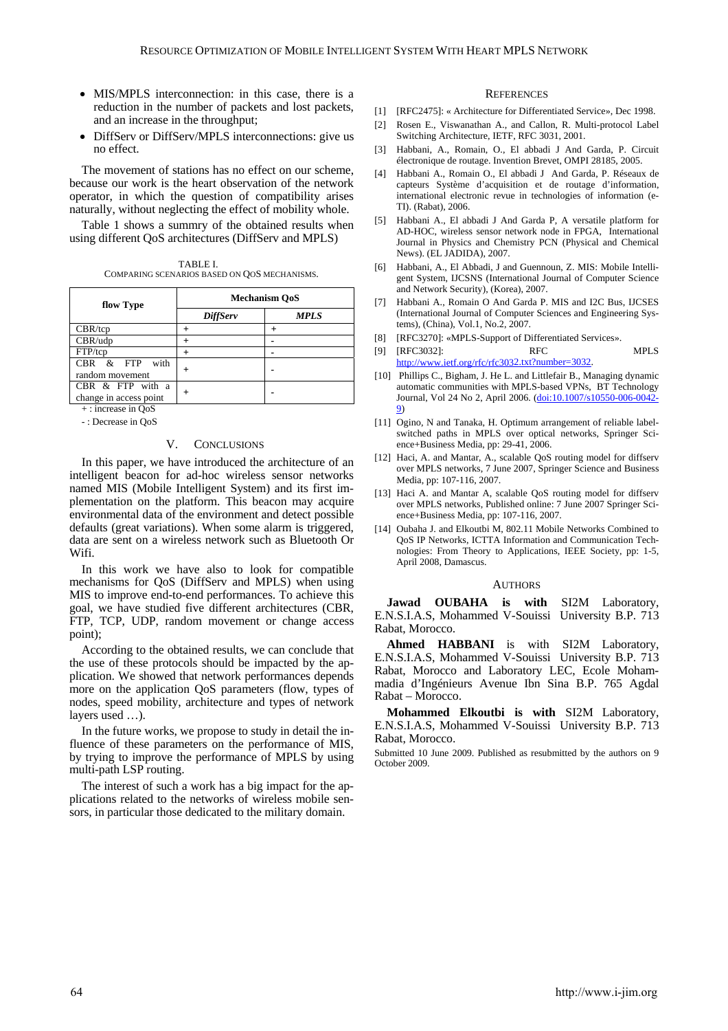- MIS/MPLS interconnection: in this case, there is a reduction in the number of packets and lost packets, and an increase in the throughput;
- DiffServ or DiffServ/MPLS interconnections: give us no effect.

The movement of stations has no effect on our scheme, because our work is the heart observation of the network operator, in which the question of compatibility arises naturally, without neglecting the effect of mobility whole.

Table 1 shows a summry of the obtained results when using different QoS architectures (DiffServ and MPLS)

TABLE I.
COMPARING SCENARIOS BASED ON QOS MECHANISMS.

| flow Type | Mechanism QoS | |
|---|---|---|
| | *DiffServ* | *MPLS* |
| CBR/tcp | + | + |
| CBR/udp | + | - |
| FTP/tcp | + | - |
| CBR & FTP with random movement | + | - |
| CBR & FTP with a change in access point | + | - |

+ : increase in QoS

- : Decrease in QoS

## V. CONCLUSIONS

In this paper, we have introduced the architecture of an intelligent beacon for ad-hoc wireless sensor networks named MIS (Mobile Intelligent System) and its first implementation on the platform. This beacon may acquire environmental data of the environment and detect possible defaults (great variations). When some alarm is triggered, data are sent on a wireless network such as Bluetooth Or Wifi.

In this work we have also to look for compatible mechanisms for QoS (DiffServ and MPLS) when using MIS to improve end-to-end performances. To achieve this goal, we have studied five different architectures (CBR, FTP, TCP, UDP, random movement or change access point);

According to the obtained results, we can conclude that the use of these protocols should be impacted by the application. We showed that network performances depends more on the application QoS parameters (flow, types of nodes, speed mobility, architecture and types of network layers used …).

In the future works, we propose to study in detail the influence of these parameters on the performance of MIS, by trying to improve the performance of MPLS by using multi-path LSP routing.

The interest of such a work has a big impact for the applications related to the networks of wireless mobile sensors, in particular those dedicated to the military domain.

## REFERENCES

[1] [RFC2475]: « Architecture for Differentiated Service», Dec 1998.

[2] Rosen E., Viswanathan A., and Callon, R. Multi-protocol Label Switching Architecture, IETF, RFC 3031, 2001.

[3] Habbani, A., Romain, O., El abbadi J And Garda, P. Circuit électronique de routage. Invention Brevet, OMPI 28185, 2005.

[4] Habbani A., Romain O., El abbadi J And Garda, P. Réseaux de capteurs Système d'acquisition et de routage d'information, international electronic revue in technologies of information (e-TI). (Rabat), 2006.

[5] Habbani A., El abbadi J And Garda P, A versatile platform for AD-HOC, wireless sensor network node in FPGA, International Journal in Physics and Chemistry PCN (Physical and Chemical News). (EL JADIDA), 2007.

[6] Habbani, A., El Abbadi, J and Guennoun, Z. MIS: Mobile Intelligent System, IJCSNS (International Journal of Computer Science and Network Security), (Korea), 2007.

[7] Habbani A., Romain O And Garda P. MIS and I2C Bus, IJCSES (International Journal of Computer Sciences and Engineering Systems), (China), Vol.1, No.2, 2007.

[8] [RFC3270]: «MPLS-Support of Differentiated Services».

[9] [RFC3032]: RFC MPLS http://www.ietf.org/rfc/rfc3032.txt?number=3032.

[10] Phillips C., Bigham, J. He L. and Littlefair B., Managing dynamic automatic communities with MPLS-based VPNs, BT Technology Journal, Vol 24 No 2, April 2006. (doi:10.1007/s10550-006-0042-9)

[11] Ogino, N and Tanaka, H. Optimum arrangement of reliable label-switched paths in MPLS over optical networks, Springer Science+Business Media, pp: 29-41, 2006.

[12] Haci, A. and Mantar, A., scalable QoS routing model for diffserv over MPLS networks, 7 June 2007, Springer Science and Business Media, pp: 107-116, 2007.

[13] Haci A. and Mantar A, scalable QoS routing model for diffserv over MPLS networks, Published online: 7 June 2007 Springer Science+Business Media, pp: 107-116, 2007.

[14] Oubaha J. and Elkoutbi M, 802.11 Mobile Networks Combined to QoS IP Networks, ICTTA Information and Communication Technologies: From Theory to Applications, IEEE Society, pp: 1-5, April 2008, Damascus.

## AUTHORS

**Jawad OUBAHA is with** SI2M Laboratory, E.N.S.I.A.S, Mohammed V-Souissi University B.P. 713 Rabat, Morocco.

**Ahmed HABBANI** is with SI2M Laboratory, E.N.S.I.A.S, Mohammed V-Souissi University B.P. 713 Rabat, Morocco and Laboratory LEC, Ecole Mohammadia d'Ingénieurs Avenue Ibn Sina B.P. 765 Agdal Rabat – Morocco.

**Mohammed Elkoutbi is with** SI2M Laboratory, E.N.S.I.A.S, Mohammed V-Souissi University B.P. 713 Rabat, Morocco.

Submitted 10 June 2009. Published as resubmitted by the authors on 9 October 2009.